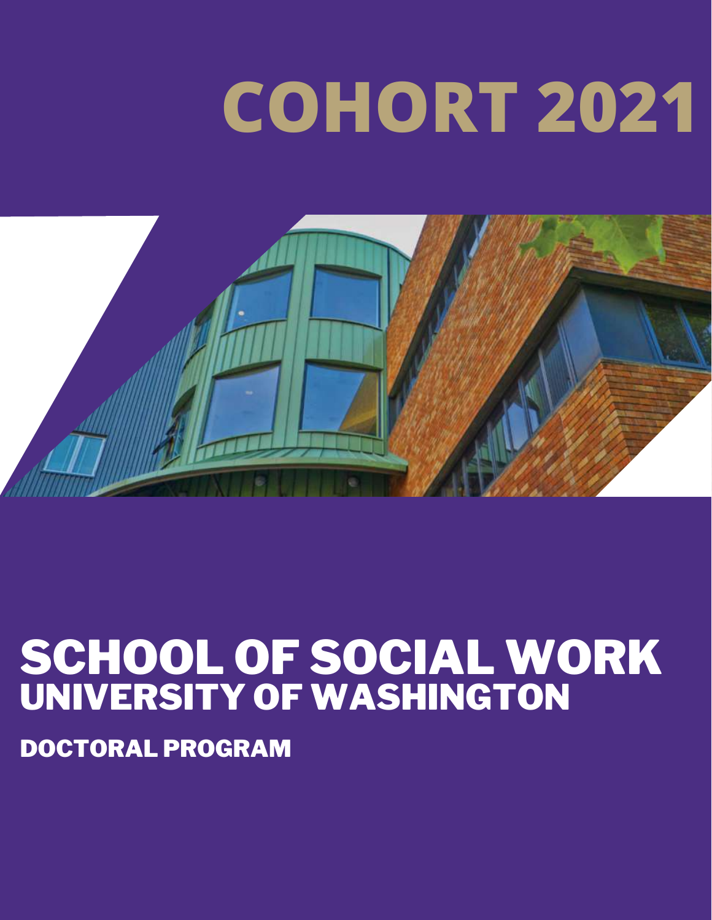# COHORT 2021

# SCHOOL OF SOCIAL WORK
## UNIVERSITY OF WASHINGTON

### DOCTORAL PROGRAM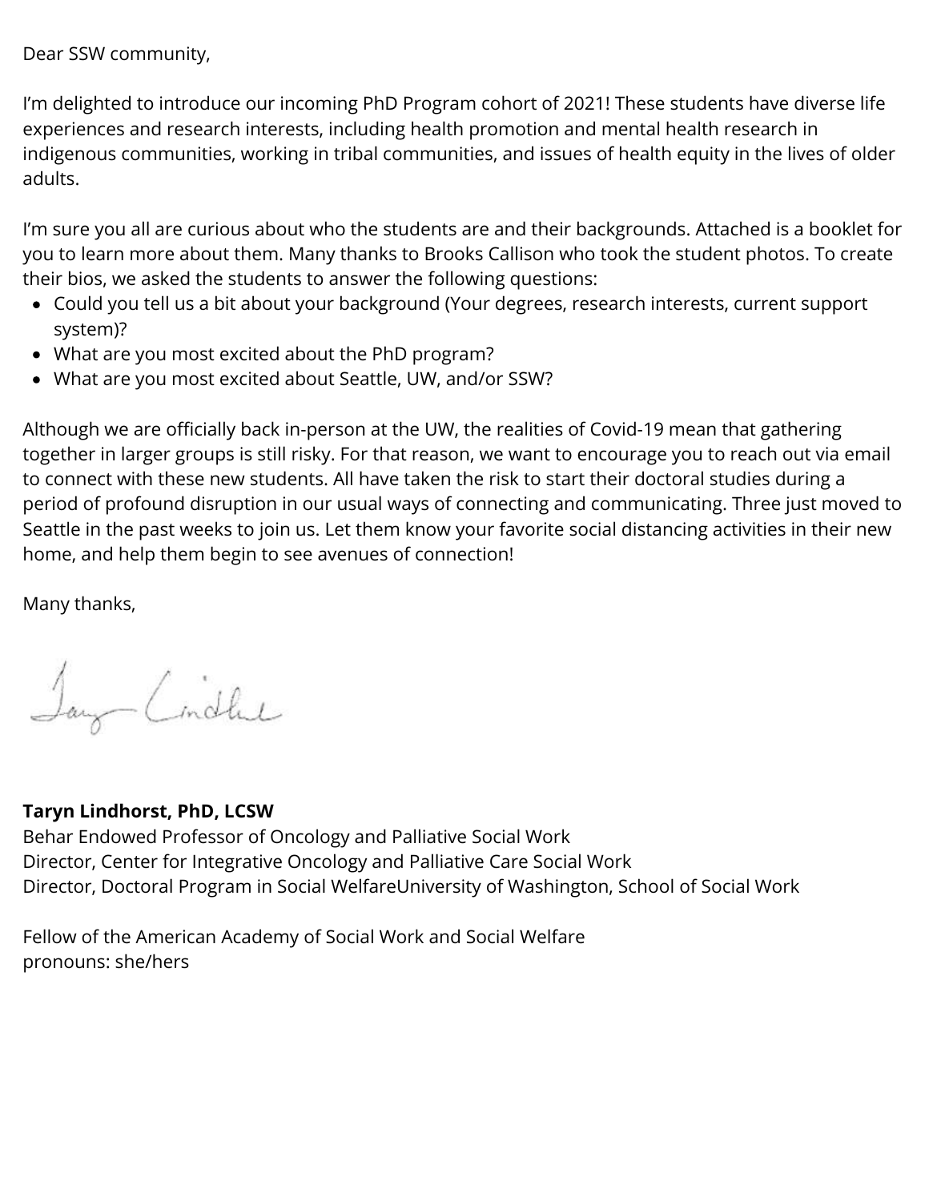Dear SSW community,

I'm delighted to introduce our incoming PhD Program cohort of 2021! These students have diverse life experiences and research interests, including health promotion and mental health research in indigenous communities, working in tribal communities, and issues of health equity in the lives of older adults.

I'm sure you all are curious about who the students are and their backgrounds. Attached is a booklet for you to learn more about them. Many thanks to Brooks Callison who took the student photos. To create their bios, we asked the students to answer the following questions:

- Could you tell us a bit about your background (Your degrees, research interests, current support system)?
- What are you most excited about the PhD program?
- What are you most excited about Seattle, UW, and/or SSW?

Although we are officially back in-person at the UW, the realities of Covid-19 mean that gathering together in larger groups is still risky. For that reason, we want to encourage you to reach out via email to connect with these new students. All have taken the risk to start their doctoral studies during a period of profound disruption in our usual ways of connecting and communicating. Three just moved to Seattle in the past weeks to join us. Let them know your favorite social distancing activities in their new home, and help them begin to see avenues of connection!

Many thanks,

**Taryn Lindhorst, PhD, LCSW**
Behar Endowed Professor of Oncology and Palliative Social Work
Director, Center for Integrative Oncology and Palliative Care Social Work
Director, Doctoral Program in Social WelfareUniversity of Washington, School of Social Work

Fellow of the American Academy of Social Work and Social Welfare
pronouns: she/hers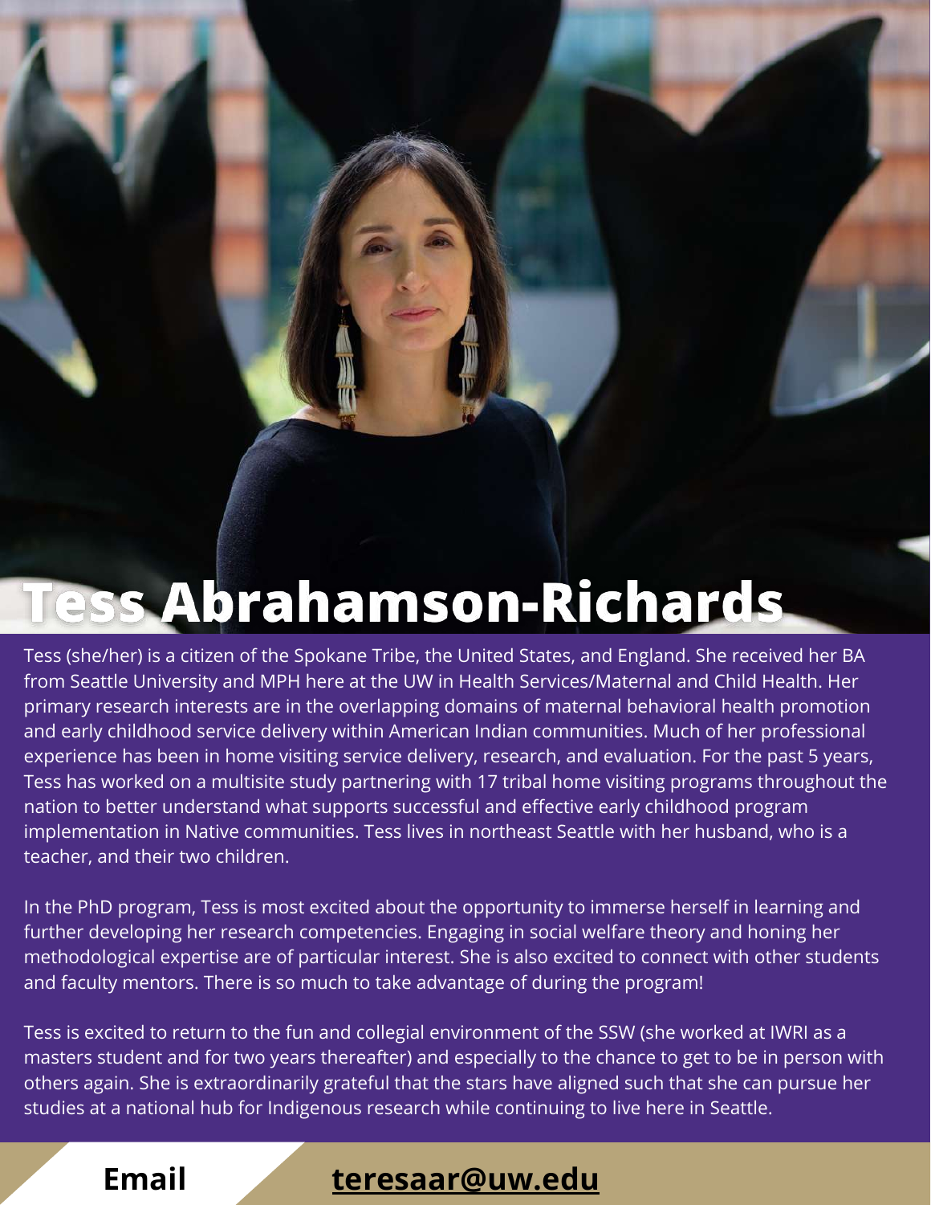# Tess Abrahamson-Richards

Tess (she/her) is a citizen of the Spokane Tribe, the United States, and England. She received her BA from Seattle University and MPH here at the UW in Health Services/Maternal and Child Health. Her primary research interests are in the overlapping domains of maternal behavioral health promotion and early childhood service delivery within American Indian communities. Much of her professional experience has been in home visiting service delivery, research, and evaluation. For the past 5 years, Tess has worked on a multisite study partnering with 17 tribal home visiting programs throughout the nation to better understand what supports successful and effective early childhood program implementation in Native communities. Tess lives in northeast Seattle with her husband, who is a teacher, and their two children.

In the PhD program, Tess is most excited about the opportunity to immerse herself in learning and further developing her research competencies. Engaging in social welfare theory and honing her methodological expertise are of particular interest. She is also excited to connect with other students and faculty mentors. There is so much to take advantage of during the program!

Tess is excited to return to the fun and collegial environment of the SSW (she worked at IWRI as a masters student and for two years thereafter) and especially to the chance to get to be in person with others again. She is extraordinarily grateful that the stars have aligned such that she can pursue her studies at a national hub for Indigenous research while continuing to live here in Seattle.

**Email** **teresaar@uw.edu**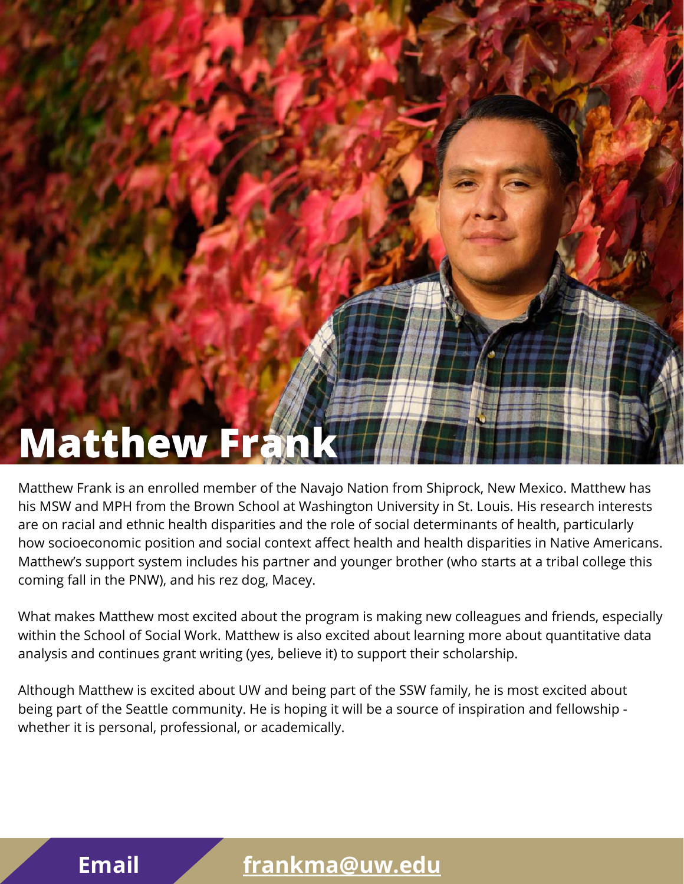# Matthew Frank

Matthew Frank is an enrolled member of the Navajo Nation from Shiprock, New Mexico. Matthew has his MSW and MPH from the Brown School at Washington University in St. Louis. His research interests are on racial and ethnic health disparities and the role of social determinants of health, particularly how socioeconomic position and social context affect health and health disparities in Native Americans. Matthew's support system includes his partner and younger brother (who starts at a tribal college this coming fall in the PNW), and his rez dog, Macey.

What makes Matthew most excited about the program is making new colleagues and friends, especially within the School of Social Work. Matthew is also excited about learning more about quantitative data analysis and continues grant writing (yes, believe it) to support their scholarship.

Although Matthew is excited about UW and being part of the SSW family, he is most excited about being part of the Seattle community. He is hoping it will be a source of inspiration and fellowship - whether it is personal, professional, or academically.

**Email** **frankma@uw.edu**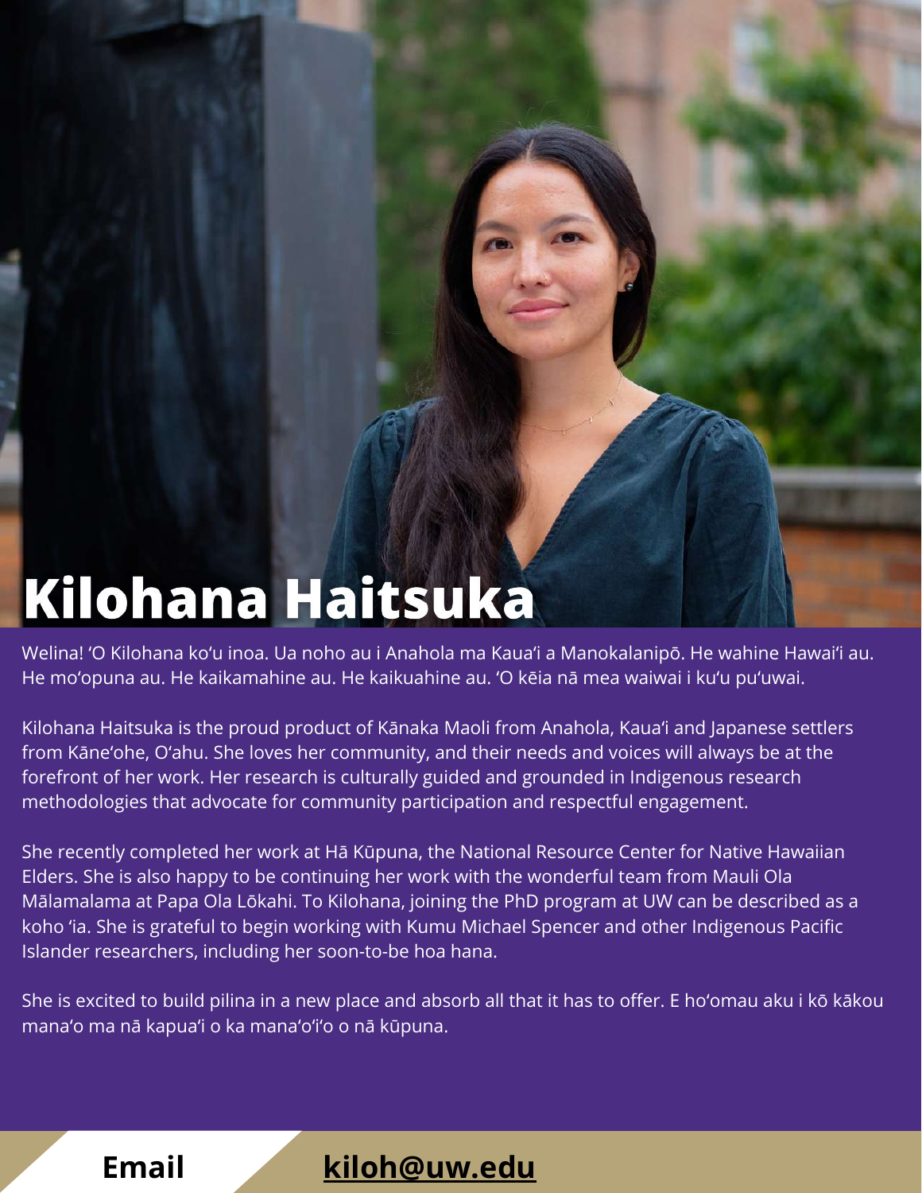# Kilohana Haitsuka

Welina! ʻO Kilohana koʻu inoa. Ua noho au i Anahola ma Kauaʻi a Manokalanipō. He wahine Hawaiʻi au. He moʻopuna au. He kaikamahine au. He kaikuahine au. ʻO kēia nā mea waiwai i kuʻu puʻuwai.

Kilohana Haitsuka is the proud product of Kānaka Maoli from Anahola, Kauaʻi and Japanese settlers from Kāneʻohe, Oʻahu. She loves her community, and their needs and voices will always be at the forefront of her work. Her research is culturally guided and grounded in Indigenous research methodologies that advocate for community participation and respectful engagement.

She recently completed her work at Hā Kūpuna, the National Resource Center for Native Hawaiian Elders. She is also happy to be continuing her work with the wonderful team from Mauli Ola Mālamalama at Papa Ola Lōkahi. To Kilohana, joining the PhD program at UW can be described as a koho ʻia. She is grateful to begin working with Kumu Michael Spencer and other Indigenous Pacific Islander researchers, including her soon-to-be hoa hana.

She is excited to build pilina in a new place and absorb all that it has to offer. E hoʻomau aku i kō kākou manaʻo ma nā kapuaʻi o ka manaʻoʻiʻo o nā kūpuna.

**Email** **kiloh@uw.edu**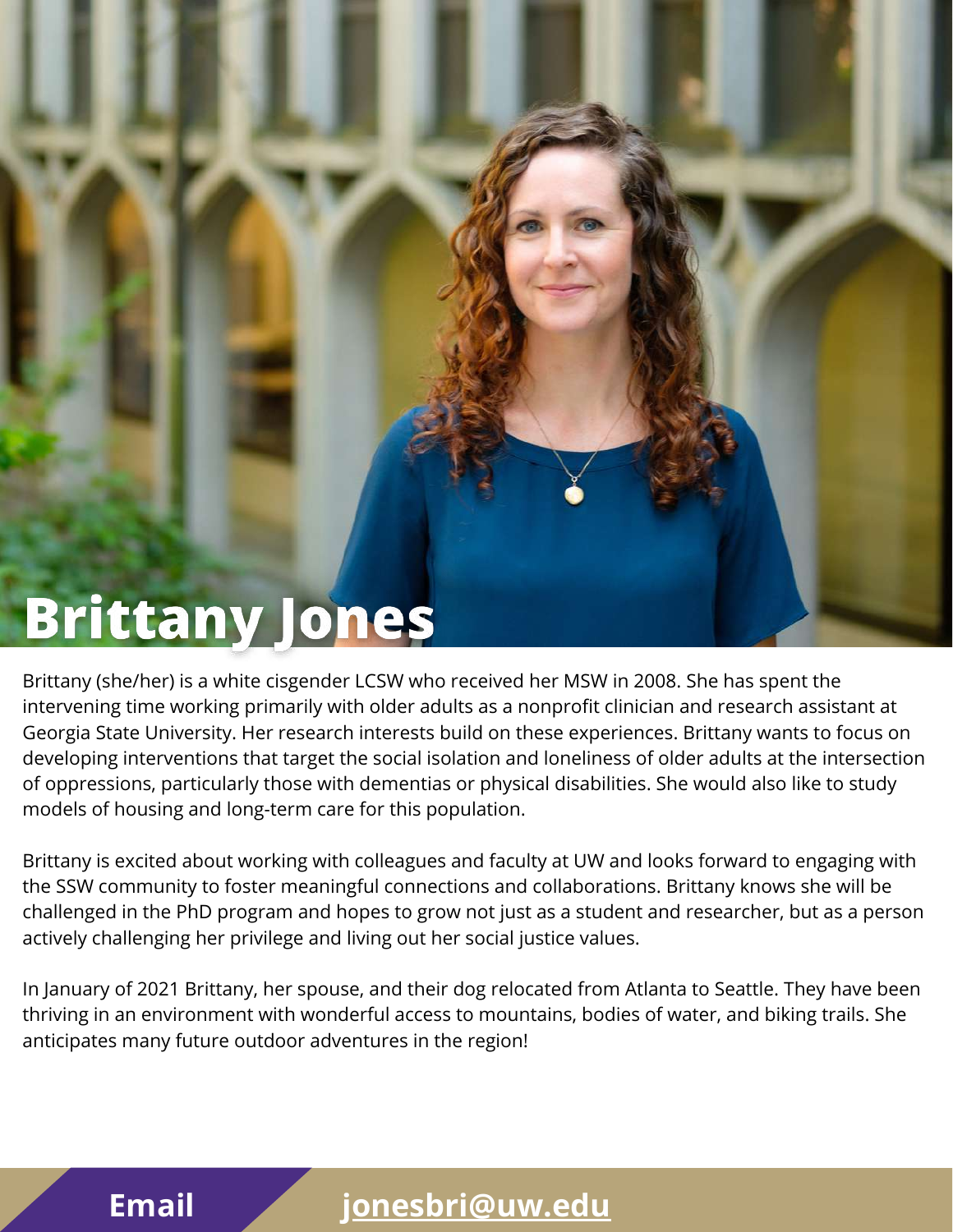# Brittany Jones

Brittany (she/her) is a white cisgender LCSW who received her MSW in 2008. She has spent the intervening time working primarily with older adults as a nonprofit clinician and research assistant at Georgia State University. Her research interests build on these experiences. Brittany wants to focus on developing interventions that target the social isolation and loneliness of older adults at the intersection of oppressions, particularly those with dementias or physical disabilities. She would also like to study models of housing and long-term care for this population.

Brittany is excited about working with colleagues and faculty at UW and looks forward to engaging with the SSW community to foster meaningful connections and collaborations. Brittany knows she will be challenged in the PhD program and hopes to grow not just as a student and researcher, but as a person actively challenging her privilege and living out her social justice values.

In January of 2021 Brittany, her spouse, and their dog relocated from Atlanta to Seattle. They have been thriving in an environment with wonderful access to mountains, bodies of water, and biking trails. She anticipates many future outdoor adventures in the region!

**Email** **jonesbri@uw.edu**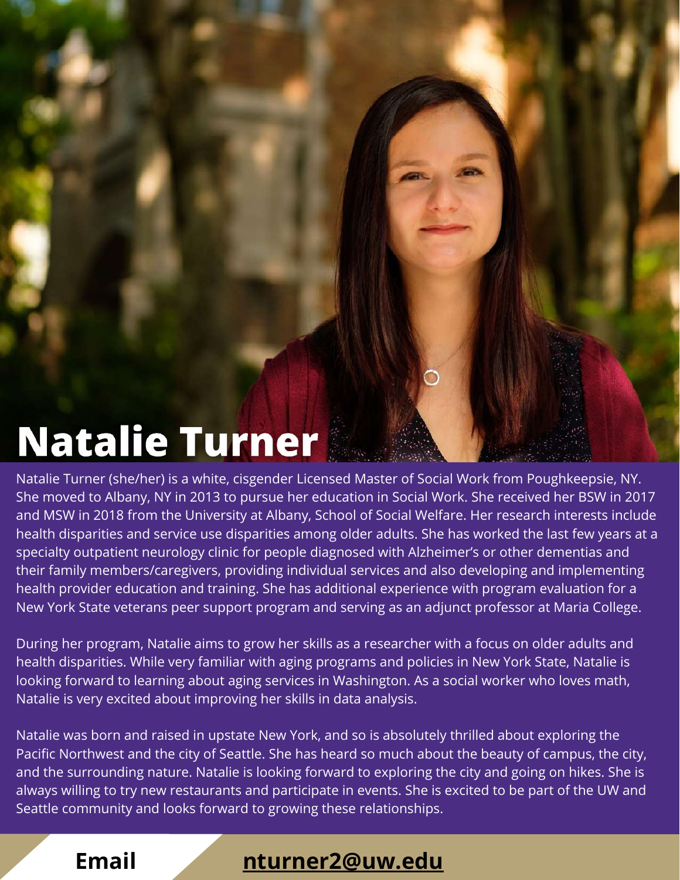# Natalie Turner

Natalie Turner (she/her) is a white, cisgender Licensed Master of Social Work from Poughkeepsie, NY. She moved to Albany, NY in 2013 to pursue her education in Social Work. She received her BSW in 2017 and MSW in 2018 from the University at Albany, School of Social Welfare. Her research interests include health disparities and service use disparities among older adults. She has worked the last few years at a specialty outpatient neurology clinic for people diagnosed with Alzheimer's or other dementias and their family members/caregivers, providing individual services and also developing and implementing health provider education and training. She has additional experience with program evaluation for a New York State veterans peer support program and serving as an adjunct professor at Maria College.

During her program, Natalie aims to grow her skills as a researcher with a focus on older adults and health disparities. While very familiar with aging programs and policies in New York State, Natalie is looking forward to learning about aging services in Washington. As a social worker who loves math, Natalie is very excited about improving her skills in data analysis.

Natalie was born and raised in upstate New York, and so is absolutely thrilled about exploring the Pacific Northwest and the city of Seattle. She has heard so much about the beauty of campus, the city, and the surrounding nature. Natalie is looking forward to exploring the city and going on hikes. She is always willing to try new restaurants and participate in events. She is excited to be part of the UW and Seattle community and looks forward to growing these relationships.

**Email** **nturner2@uw.edu**